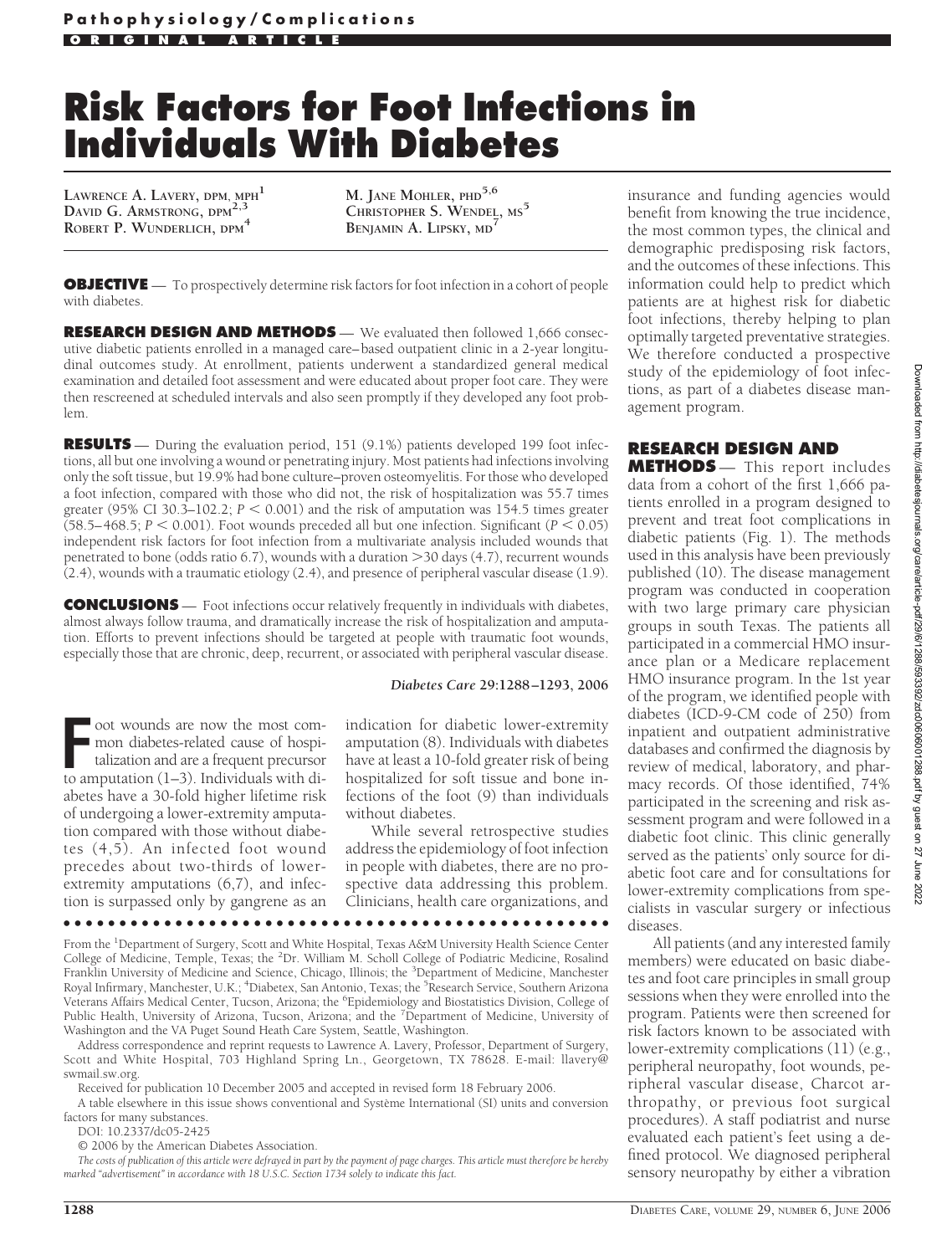Pathophysiology/Complications

ORIGINAL ARTICLE

# Risk Factors for Foot Infections in Individuals With Diabetes

LAWRENCE A. LAVERY, DPM, MPH[1]
DAVID G. ARMSTRONG, DPM[2,3]
ROBERT P. WUNDERLICH, DPM[4]
M. JANE MOHLER, PHD[5,6]
CHRISTOPHER S. WENDEL, MS[5]
BENJAMIN A. LIPSKY, MD[7]

**OBJECTIVE** — To prospectively determine risk factors for foot infection in a cohort of people with diabetes.

**RESEARCH DESIGN AND METHODS** — We evaluated then followed 1,666 consecutive diabetic patients enrolled in a managed care–based outpatient clinic in a 2-year longitudinal outcomes study. At enrollment, patients underwent a standardized general medical examination and detailed foot assessment and were educated about proper foot care. They were then rescreened at scheduled intervals and also seen promptly if they developed any foot problem.

**RESULTS** — During the evaluation period, 151 (9.1%) patients developed 199 foot infections, all but one involving a wound or penetrating injury. Most patients had infections involving only the soft tissue, but 19.9% had bone culture–proven osteomyelitis. For those who developed a foot infection, compared with those who did not, the risk of hospitalization was 55.7 times greater (95% CI 30.3–102.2; $P < 0.001$) and the risk of amputation was 154.5 times greater (58.5–468.5; $P < 0.001$). Foot wounds preceded all but one infection. Significant ($P < 0.05$) independent risk factors for foot infection from a multivariate analysis included wounds that penetrated to bone (odds ratio 6.7), wounds with a duration >30 days (4.7), recurrent wounds (2.4), wounds with a traumatic etiology (2.4), and presence of peripheral vascular disease (1.9).

**CONCLUSIONS** — Foot infections occur relatively frequently in individuals with diabetes, almost always follow trauma, and dramatically increase the risk of hospitalization and amputation. Efforts to prevent infections should be targeted at people with traumatic foot wounds, especially those that are chronic, deep, recurrent, or associated with peripheral vascular disease.

*Diabetes Care* 29:1288–1293, 2006

Foot wounds are now the most common diabetes-related cause of hospitalization and are a frequent precursor to amputation (1–3). Individuals with diabetes have a 30-fold higher lifetime risk of undergoing a lower-extremity amputation compared with those without diabetes (4,5). An infected foot wound precedes about two-thirds of lower-extremity amputations (6,7), and infection is surpassed only by gangrene as an indication for diabetic lower-extremity amputation (8). Individuals with diabetes have at least a 10-fold greater risk of being hospitalized for soft tissue and bone infections of the foot (9) than individuals without diabetes.

While several retrospective studies address the epidemiology of foot infection in people with diabetes, there are no prospective data addressing this problem. Clinicians, health care organizations, and insurance and funding agencies would benefit from knowing the true incidence, the most common types, the clinical and demographic predisposing risk factors, and the outcomes of these infections. This information could help to predict which patients are at highest risk for diabetic foot infections, thereby helping to plan optimally targeted preventative strategies. We therefore conducted a prospective study of the epidemiology of foot infections, as part of a diabetes disease management program.

## RESEARCH DESIGN AND METHODS

This report includes data from a cohort of the first 1,666 patients enrolled in a program designed to prevent and treat foot complications in diabetic patients (Fig. 1). The methods used in this analysis have been previously published (10). The disease management program was conducted in cooperation with two large primary care physician groups in south Texas. The patients all participated in a commercial HMO insurance plan or a Medicare replacement HMO insurance program. In the 1st year of the program, we identified people with diabetes (ICD-9-CM code of 250) from inpatient and outpatient administrative databases and confirmed the diagnosis by review of medical, laboratory, and pharmacy records. Of those identified, 74% participated in the screening and risk assessment program and were followed in a diabetic foot clinic. This clinic generally served as the patients' only source for diabetic foot care and for consultations for lower-extremity complications from specialists in vascular surgery or infectious diseases.

All patients (and any interested family members) were educated on basic diabetes and foot care principles in small group sessions when they were enrolled into the program. Patients were then screened for risk factors known to be associated with lower-extremity complications (11) (e.g., peripheral neuropathy, foot wounds, peripheral vascular disease, Charcot arthropathy, or previous foot surgical procedures). A staff podiatrist and nurse evaluated each patient's feet using a defined protocol. We diagnosed peripheral sensory neuropathy by either a vibration

From the [1]Department of Surgery, Scott and White Hospital, Texas A&M University Health Science Center College of Medicine, Temple, Texas; the [2]Dr. William M. Scholl College of Podiatric Medicine, Rosalind Franklin University of Medicine and Science, Chicago, Illinois; the [3]Department of Medicine, Manchester Royal Infirmary, Manchester, U.K.; [4]Diabetex, San Antonio, Texas; the [5]Research Service, Southern Arizona Veterans Affairs Medical Center, Tucson, Arizona; the [6]Epidemiology and Biostatistics Division, College of Public Health, University of Arizona, Tucson, Arizona; and the [7]Department of Medicine, University of Washington and the VA Puget Sound Heath Care System, Seattle, Washington.

Address correspondence and reprint requests to Lawrence A. Lavery, Professor, Department of Surgery, Scott and White Hospital, 703 Highland Spring Ln., Georgetown, TX 78628. E-mail: llavery@swmail.sw.org.

Received for publication 10 December 2005 and accepted in revised form 18 February 2006.

A table elsewhere in this issue shows conventional and Système International (SI) units and conversion factors for many substances.

DOI: 10.2337/dc05-2425

© 2006 by the American Diabetes Association.

*The costs of publication of this article were defrayed in part by the payment of page charges. This article must therefore be hereby marked "advertisement" in accordance with 18 U.S.C. Section 1734 solely to indicate this fact.*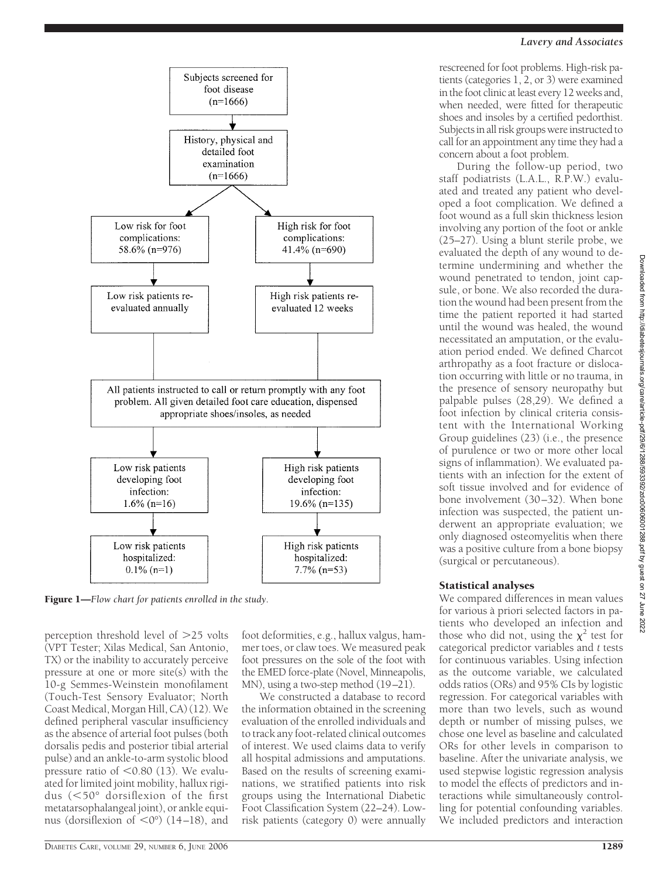Subjects screened for foot disease (n=1666)

History, physical and detailed foot examination (n=1666)

| Low risk | High risk |
| --- | --- |
| Low risk for foot complications: 58.6% (n=976) | High risk for foot complications: 41.4% (n=690) |
| Low risk patients re-evaluated annually | High risk patients re-evaluated 12 weeks |

All patients instructed to call or return promptly with any foot problem. All given detailed foot care education, dispensed appropriate shoes/insoles, as needed

| Low risk | High risk |
| --- | --- |
| Low risk patients developing foot infection: 1.6% (n=16) | High risk patients developing foot infection: 19.6% (n=135) |
| Low risk patients hospitalized: 0.1% (n=1) | High risk patients hospitalized: 7.7% (n=53) |

**Figure 1**—*Flow chart for patients enrolled in the study.*

perception threshold level of >25 volts (VPT Tester; Xilas Medical, San Antonio, TX) or the inability to accurately perceive pressure at one or more site(s) with the 10-g Semmes-Weinstein monofilament (Touch-Test Sensory Evaluator; North Coast Medical, Morgan Hill, CA) (12). We defined peripheral vascular insufficiency as the absence of arterial foot pulses (both dorsalis pedis and posterior tibial arterial pulse) and an ankle-to-arm systolic blood pressure ratio of <0.80 (13). We evaluated for limited joint mobility, hallux rigidus (<50° dorsiflexion of the first metatarsophalangeal joint), or ankle equinus (dorsiflexion of <0°) (14–18), and foot deformities, e.g., hallux valgus, hammer toes, or claw toes. We measured peak foot pressures on the sole of the foot with the EMED force-plate (Novel, Minneapolis, MN), using a two-step method (19–21).

We constructed a database to record the information obtained in the screening evaluation of the enrolled individuals and to track any foot-related clinical outcomes of interest. We used claims data to verify all hospital admissions and amputations. Based on the results of screening examinations, we stratified patients into risk groups using the International Diabetic Foot Classification System (22–24). Low-risk patients (category 0) were annually rescreened for foot problems. High-risk patients (categories 1, 2, or 3) were examined in the foot clinic at least every 12 weeks and, when needed, were fitted for therapeutic shoes and insoles by a certified pedorthist. Subjects in all risk groups were instructed to call for an appointment any time they had a concern about a foot problem.

During the follow-up period, two staff podiatrists (L.A.L., R.P.W.) evaluated and treated any patient who developed a foot complication. We defined a foot wound as a full skin thickness lesion involving any portion of the foot or ankle (25–27). Using a blunt sterile probe, we evaluated the depth of any wound to determine undermining and whether the wound penetrated to tendon, joint capsule, or bone. We also recorded the duration the wound had been present from the time the patient reported it had started until the wound was healed, the wound necessitated an amputation, or the evaluation period ended. We defined Charcot arthropathy as a foot fracture or dislocation occurring with little or no trauma, in the presence of sensory neuropathy but palpable pulses (28,29). We defined a foot infection by clinical criteria consistent with the International Working Group guidelines (23) (i.e., the presence of purulence or two or more other local signs of inflammation). We evaluated patients with an infection for the extent of soft tissue involved and for evidence of bone involvement (30–32). When bone infection was suspected, the patient underwent an appropriate evaluation; we only diagnosed osteomyelitis when there was a positive culture from a bone biopsy (surgical or percutaneous).

### Statistical analyses

We compared differences in mean values for various à priori selected factors in patients who developed an infection and those who did not, using the $\chi^2$ test for categorical predictor variables and *t* tests for continuous variables. Using infection as the outcome variable, we calculated odds ratios (ORs) and 95% CIs by logistic regression. For categorical variables with more than two levels, such as wound depth or number of missing pulses, we chose one level as baseline and calculated ORs for other levels in comparison to baseline. After the univariate analysis, we used stepwise logistic regression analysis to model the effects of predictors and interactions while simultaneously controlling for potential confounding variables. We included predictors and interaction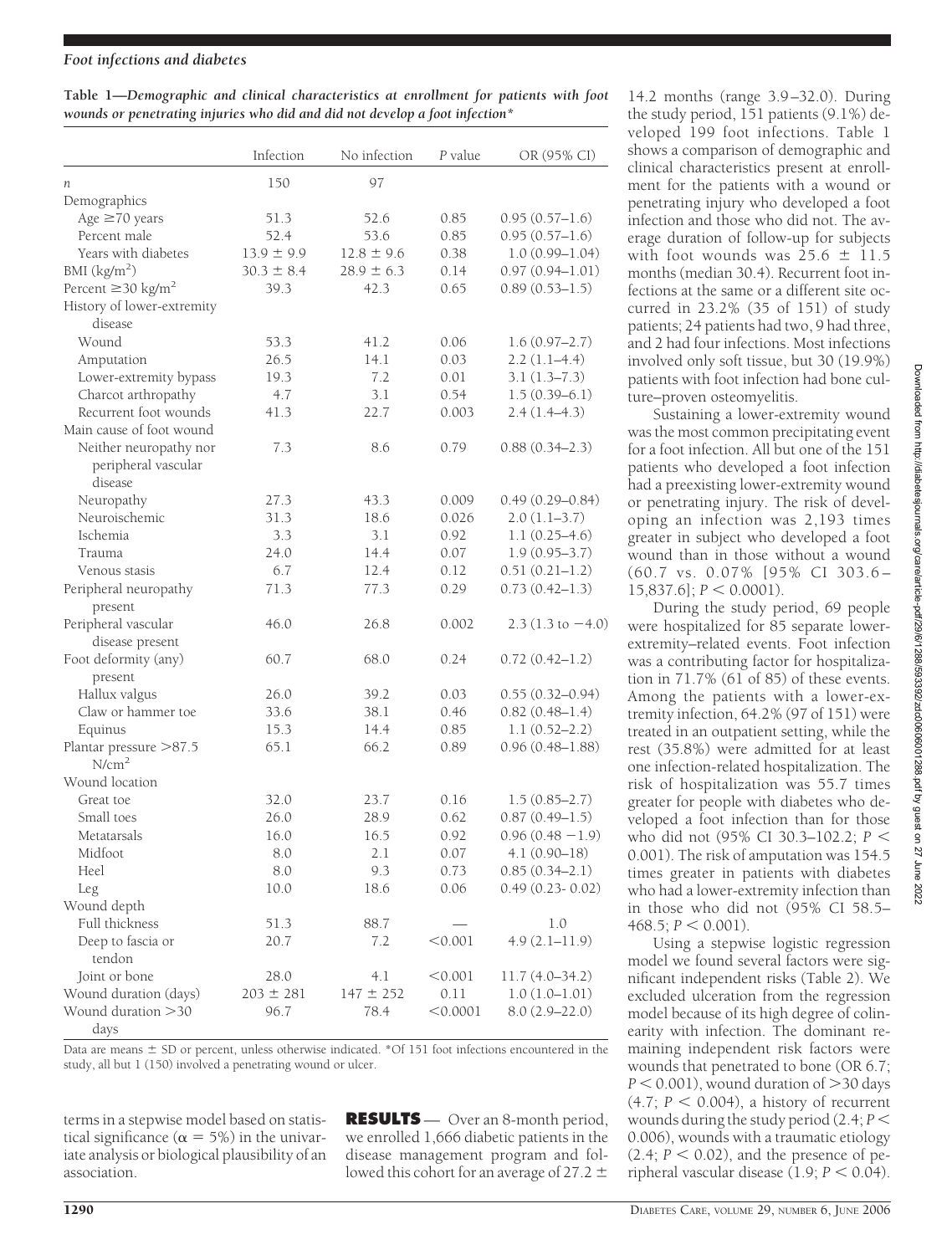**Table 1—Demographic and clinical characteristics at enrollment for patients with foot wounds or penetrating injuries who did and did not develop a foot infection***

| | Infection | No infection | *P* value | OR (95% CI) |
|---|---|---|---|---|
| *n* | 150 | 97 | | |
| Demographics | | | | |
| Age ≥70 years | 51.3 | 52.6 | 0.85 | 0.95 (0.57–1.6) |
| Percent male | 52.4 | 53.6 | 0.85 | 0.95 (0.57–1.6) |
| Years with diabetes | 13.9 ± 9.9 | 12.8 ± 9.6 | 0.38 | 1.0 (0.99–1.04) |
| BMI (kg/m$^2$) | 30.3 ± 8.4 | 28.9 ± 6.3 | 0.14 | 0.97 (0.94–1.01) |
| Percent ≥30 kg/m$^2$ | 39.3 | 42.3 | 0.65 | 0.89 (0.53–1.5) |
| History of lower-extremity disease | | | | |
| Wound | 53.3 | 41.2 | 0.06 | 1.6 (0.97–2.7) |
| Amputation | 26.5 | 14.1 | 0.03 | 2.2 (1.1–4.4) |
| Lower-extremity bypass | 19.3 | 7.2 | 0.01 | 3.1 (1.3–7.3) |
| Charcot arthropathy | 4.7 | 3.1 | 0.54 | 1.5 (0.39–6.1) |
| Recurrent foot wounds | 41.3 | 22.7 | 0.003 | 2.4 (1.4–4.3) |
| Main cause of foot wound | | | | |
| Neither neuropathy nor peripheral vascular disease | 7.3 | 8.6 | 0.79 | 0.88 (0.34–2.3) |
| Neuropathy | 27.3 | 43.3 | 0.009 | 0.49 (0.29–0.84) |
| Neuroischemic | 31.3 | 18.6 | 0.026 | 2.0 (1.1–3.7) |
| Ischemia | 3.3 | 3.1 | 0.92 | 1.1 (0.25–4.6) |
| Trauma | 24.0 | 14.4 | 0.07 | 1.9 (0.95–3.7) |
| Venous stasis | 6.7 | 12.4 | 0.12 | 0.51 (0.21–1.2) |
| Peripheral neuropathy present | 71.3 | 77.3 | 0.29 | 0.73 (0.42–1.3) |
| Peripheral vascular disease present | 46.0 | 26.8 | 0.002 | 2.3 (1.3 to −4.0) |
| Foot deformity (any) present | 60.7 | 68.0 | 0.24 | 0.72 (0.42–1.2) |
| Hallux valgus | 26.0 | 39.2 | 0.03 | 0.55 (0.32–0.94) |
| Claw or hammer toe | 33.6 | 38.1 | 0.46 | 0.82 (0.48–1.4) |
| Equinus | 15.3 | 14.4 | 0.85 | 1.1 (0.52–2.2) |
| Plantar pressure >87.5 N/cm$^2$ | 65.1 | 66.2 | 0.89 | 0.96 (0.48–1.88) |
| Wound location | | | | |
| Great toe | 32.0 | 23.7 | 0.16 | 1.5 (0.85–2.7) |
| Small toes | 26.0 | 28.9 | 0.62 | 0.87 (0.49–1.5) |
| Metatarsals | 16.0 | 16.5 | 0.92 | 0.96 (0.48 −1.9) |
| Midfoot | 8.0 | 2.1 | 0.07 | 4.1 (0.90–18) |
| Heel | 8.0 | 9.3 | 0.73 | 0.85 (0.34–2.1) |
| Leg | 10.0 | 18.6 | 0.06 | 0.49 (0.23- 0.02) |
| Wound depth | | | | |
| Full thickness | 51.3 | 88.7 | — | 1.0 |
| Deep to fascia or tendon | 20.7 | 7.2 | <0.001 | 4.9 (2.1–11.9) |
| Joint or bone | 28.0 | 4.1 | <0.001 | 11.7 (4.0–34.2) |
| Wound duration (days) | 203 ± 281 | 147 ± 252 | 0.11 | 1.0 (1.0–1.01) |
| Wound duration >30 days | 96.7 | 78.4 | <0.0001 | 8.0 (2.9–22.0) |

Data are means ± SD or percent, unless otherwise indicated. *Of 151 foot infections encountered in the study, all but 1 (150) involved a penetrating wound or ulcer.

terms in a stepwise model based on statistical significance ($\alpha = 5\%$) in the univariate analysis or biological plausibility of an association.

**RESULTS** — Over an 8-month period, we enrolled 1,666 diabetic patients in the disease management program and followed this cohort for an average of 27.2 ± 14.2 months (range 3.9–32.0). During the study period, 151 patients (9.1%) developed 199 foot infections. Table 1 shows a comparison of demographic and clinical characteristics present at enrollment for the patients with a wound or penetrating injury who developed a foot infection and those who did not. The average duration of follow-up for subjects with foot wounds was 25.6 ± 11.5 months (median 30.4). Recurrent foot infections at the same or a different site occurred in 23.2% (35 of 151) of study patients; 24 patients had two, 9 had three, and 2 had four infections. Most infections involved only soft tissue, but 30 (19.9%) patients with foot infection had bone culture–proven osteomyelitis.

Sustaining a lower-extremity wound was the most common precipitating event for a foot infection. All but one of the 151 patients who developed a foot infection had a preexisting lower-extremity wound or penetrating injury. The risk of developing an infection was 2,193 times greater in subject who developed a foot wound than in those without a wound (60.7 vs. 0.07% [95% CI 303.6–15,837.6]; $P < 0.0001$).

During the study period, 69 people were hospitalized for 85 separate lower-extremity–related events. Foot infection was a contributing factor for hospitalization in 71.7% (61 of 85) of these events. Among the patients with a lower-extremity infection, 64.2% (97 of 151) were treated in an outpatient setting, while the rest (35.8%) were admitted for at least one infection-related hospitalization. The risk of hospitalization was 55.7 times greater for people with diabetes who developed a foot infection than for those who did not (95% CI 30.3–102.2; $P < 0.001$). The risk of amputation was 154.5 times greater in patients with diabetes who had a lower-extremity infection than in those who did not (95% CI 58.5–468.5; $P < 0.001$).

Using a stepwise logistic regression model we found several factors were significant independent risks (Table 2). We excluded ulceration from the regression model because of its high degree of colinearity with infection. The dominant remaining independent risk factors were wounds that penetrated to bone (OR 6.7; $P < 0.001$), wound duration of >30 days (4.7; $P < 0.004$), a history of recurrent wounds during the study period (2.4; $P < 0.006$), wounds with a traumatic etiology (2.4; $P < 0.02$), and the presence of peripheral vascular disease (1.9; $P < 0.04$).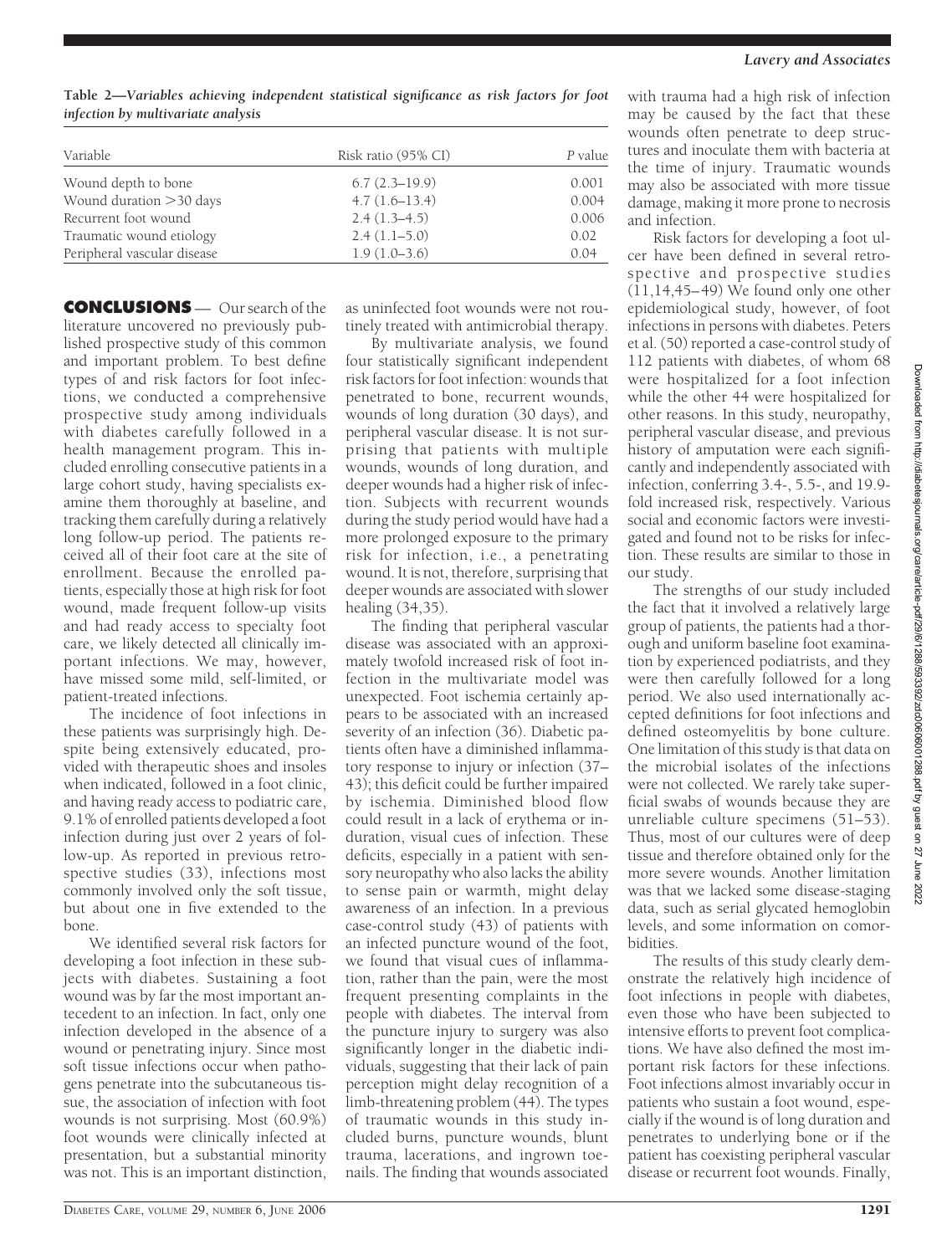**Table 2—*Variables achieving independent statistical significance as risk factors for foot infection by multivariate analysis***

| Variable | Risk ratio (95% CI) | *P* value |
|---|---|---|
| Wound depth to bone | 6.7 (2.3–19.9) | 0.001 |
| Wound duration >30 days | 4.7 (1.6–13.4) | 0.004 |
| Recurrent foot wound | 2.4 (1.3–4.5) | 0.006 |
| Traumatic wound etiology | 2.4 (1.1–5.0) | 0.02 |
| Peripheral vascular disease | 1.9 (1.0–3.6) | 0.04 |

## CONCLUSIONS

Our search of the literature uncovered no previously published prospective study of this common and important problem. To best define types of and risk factors for foot infections, we conducted a comprehensive prospective study among individuals with diabetes carefully followed in a health management program. This included enrolling consecutive patients in a large cohort study, having specialists examine them thoroughly at baseline, and tracking them carefully during a relatively long follow-up period. The patients received all of their foot care at the site of enrollment. Because the enrolled patients, especially those at high risk for foot wound, made frequent follow-up visits and had ready access to specialty foot care, we likely detected all clinically important infections. We may, however, have missed some mild, self-limited, or patient-treated infections.

The incidence of foot infections in these patients was surprisingly high. Despite being extensively educated, provided with therapeutic shoes and insoles when indicated, followed in a foot clinic, and having ready access to podiatric care, 9.1% of enrolled patients developed a foot infection during just over 2 years of follow-up. As reported in previous retrospective studies (33), infections most commonly involved only the soft tissue, but about one in five extended to the bone.

We identified several risk factors for developing a foot infection in these subjects with diabetes. Sustaining a foot wound was by far the most important antecedent to an infection. In fact, only one infection developed in the absence of a wound or penetrating injury. Since most soft tissue infections occur when pathogens penetrate into the subcutaneous tissue, the association of infection with foot wounds is not surprising. Most (60.9%) foot wounds were clinically infected at presentation, but a substantial minority was not. This is an important distinction, as uninfected foot wounds were not routinely treated with antimicrobial therapy.

By multivariate analysis, we found four statistically significant independent risk factors for foot infection: wounds that penetrated to bone, recurrent wounds, wounds of long duration (30 days), and peripheral vascular disease. It is not surprising that patients with multiple wounds, wounds of long duration, and deeper wounds had a higher risk of infection. Subjects with recurrent wounds during the study period would have had a more prolonged exposure to the primary risk for infection, i.e., a penetrating wound. It is not, therefore, surprising that deeper wounds are associated with slower healing (34,35).

The finding that peripheral vascular disease was associated with an approximately twofold increased risk of foot infection in the multivariate model was unexpected. Foot ischemia certainly appears to be associated with an increased severity of an infection (36). Diabetic patients often have a diminished inflammatory response to injury or infection (37–43); this deficit could be further impaired by ischemia. Diminished blood flow could result in a lack of erythema or induration, visual cues of infection. These deficits, especially in a patient with sensory neuropathy who also lacks the ability to sense pain or warmth, might delay awareness of an infection. In a previous case-control study (43) of patients with an infected puncture wound of the foot, we found that visual cues of inflammation, rather than the pain, were the most frequent presenting complaints in the people with diabetes. The interval from the puncture injury to surgery was also significantly longer in the diabetic individuals, suggesting that their lack of pain perception might delay recognition of a limb-threatening problem (44). The types of traumatic wounds in this study included burns, puncture wounds, blunt trauma, lacerations, and ingrown toenails. The finding that wounds associated with trauma had a high risk of infection may be caused by the fact that these wounds often penetrate to deep structures and inoculate them with bacteria at the time of injury. Traumatic wounds may also be associated with more tissue damage, making it more prone to necrosis and infection.

Risk factors for developing a foot ulcer have been defined in several retrospective and prospective studies (11,14,45–49) We found only one other epidemiological study, however, of foot infections in persons with diabetes. Peters et al. (50) reported a case-control study of 112 patients with diabetes, of whom 68 were hospitalized for a foot infection while the other 44 were hospitalized for other reasons. In this study, neuropathy, peripheral vascular disease, and previous history of amputation were each significantly and independently associated with infection, conferring 3.4-, 5.5-, and 19.9-fold increased risk, respectively. Various social and economic factors were investigated and found not to be risks for infection. These results are similar to those in our study.

The strengths of our study included the fact that it involved a relatively large group of patients, the patients had a thorough and uniform baseline foot examination by experienced podiatrists, and they were then carefully followed for a long period. We also used internationally accepted definitions for foot infections and defined osteomyelitis by bone culture. One limitation of this study is that data on the microbial isolates of the infections were not collected. We rarely take superficial swabs of wounds because they are unreliable culture specimens (51–53). Thus, most of our cultures were of deep tissue and therefore obtained only for the more severe wounds. Another limitation was that we lacked some disease-staging data, such as serial glycated hemoglobin levels, and some information on comorbidities.

The results of this study clearly demonstrate the relatively high incidence of foot infections in people with diabetes, even those who have been subjected to intensive efforts to prevent foot complications. We have also defined the most important risk factors for these infections. Foot infections almost invariably occur in patients who sustain a foot wound, especially if the wound is of long duration and penetrates to underlying bone or if the patient has coexisting peripheral vascular disease or recurrent foot wounds. Finally,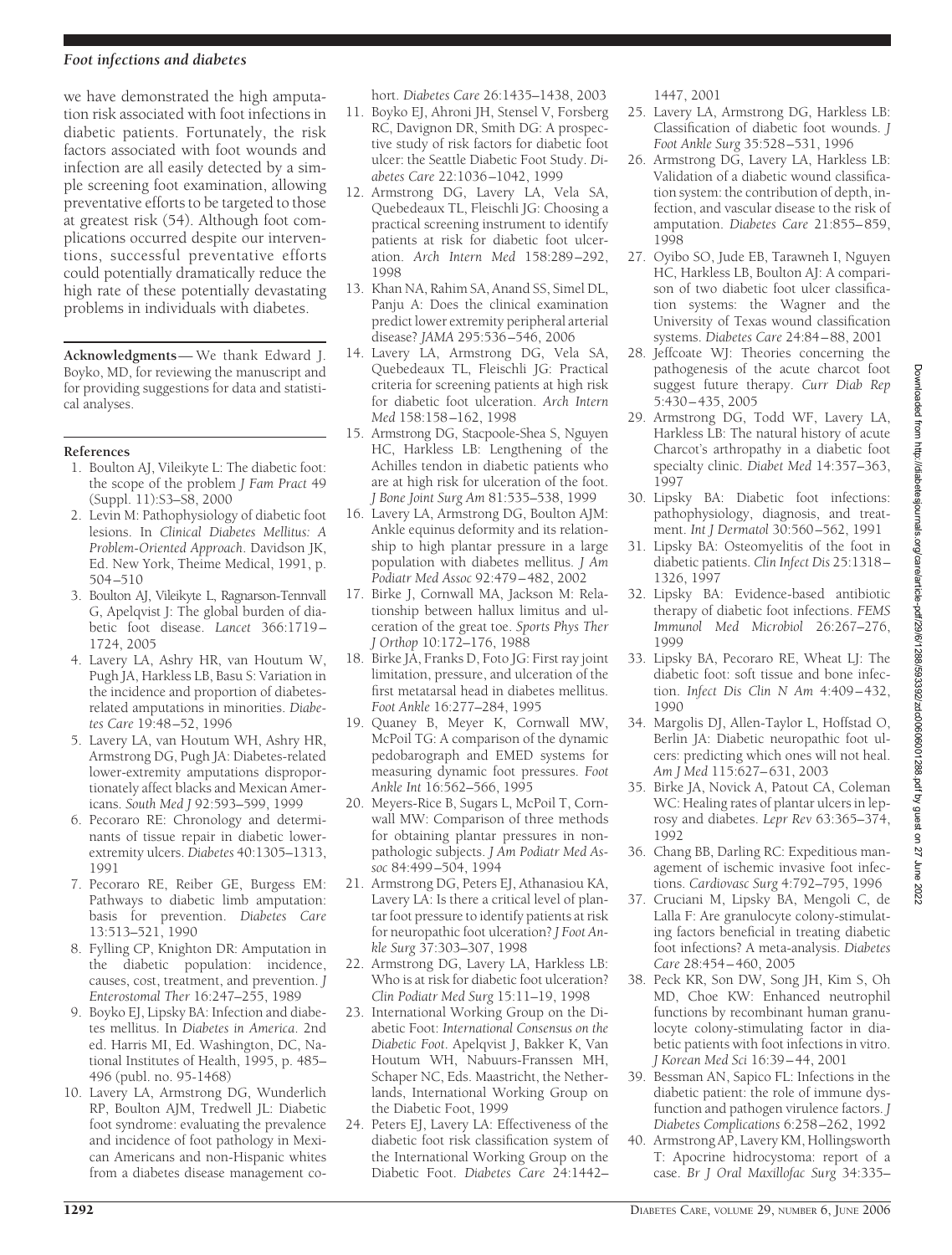we have demonstrated the high amputation risk associated with foot infections in diabetic patients. Fortunately, the risk factors associated with foot wounds and infection are all easily detected by a simple screening foot examination, allowing preventative efforts to be targeted to those at greatest risk (54). Although foot complications occurred despite our interventions, successful preventative efforts could potentially dramatically reduce the high rate of these potentially devastating problems in individuals with diabetes.

**Acknowledgments**— We thank Edward J. Boyko, MD, for reviewing the manuscript and for providing suggestions for data and statistical analyses.

## References

1. Boulton AJ, Vileikyte L: The diabetic foot: the scope of the problem *J Fam Pract* 49 (Suppl. 11):S3–S8, 2000
2. Levin M: Pathophysiology of diabetic foot lesions. In *Clinical Diabetes Mellitus: A Problem-Oriented Approach*. Davidson JK, Ed. New York, Theime Medical, 1991, p. 504–510
3. Boulton AJ, Vileikyte L, Ragnarson-Tennvall G, Apelqvist J: The global burden of diabetic foot disease. *Lancet* 366:1719–1724, 2005
4. Lavery LA, Ashry HR, van Houtum W, Pugh JA, Harkless LB, Basu S: Variation in the incidence and proportion of diabetes-related amputations in minorities. *Diabetes Care* 19:48–52, 1996
5. Lavery LA, van Houtum WH, Ashry HR, Armstrong DG, Pugh JA: Diabetes-related lower-extremity amputations disproportionately affect blacks and Mexican Americans. *South Med J* 92:593–599, 1999
6. Pecoraro RE: Chronology and determinants of tissue repair in diabetic lower-extremity ulcers. *Diabetes* 40:1305–1313, 1991
7. Pecoraro RE, Reiber GE, Burgess EM: Pathways to diabetic limb amputation: basis for prevention. *Diabetes Care* 13:513–521, 1990
8. Fylling CP, Knighton DR: Amputation in the diabetic population: incidence, causes, cost, treatment, and prevention. *J Enterostomal Ther* 16:247–255, 1989
9. Boyko EJ, Lipsky BA: Infection and diabetes mellitus. In *Diabetes in America*. 2nd ed. Harris MI, Ed. Washington, DC, National Institutes of Health, 1995, p. 485–496 (publ. no. 95-1468)
10. Lavery LA, Armstrong DG, Wunderlich RP, Boulton AJM, Tredwell JL: Diabetic foot syndrome: evaluating the prevalence and incidence of foot pathology in Mexican Americans and non-Hispanic whites from a diabetes disease management cohort. *Diabetes Care* 26:1435–1438, 2003
11. Boyko EJ, Ahroni JH, Stensel V, Forsberg RC, Davignon DR, Smith DG: A prospective study of risk factors for diabetic foot ulcer: the Seattle Diabetic Foot Study. *Diabetes Care* 22:1036–1042, 1999
12. Armstrong DG, Lavery LA, Vela SA, Quebedeaux TL, Fleischli JG: Choosing a practical screening instrument to identify patients at risk for diabetic foot ulceration. *Arch Intern Med* 158:289–292, 1998
13. Khan NA, Rahim SA, Anand SS, Simel DL, Panju A: Does the clinical examination predict lower extremity peripheral arterial disease? *JAMA* 295:536–546, 2006
14. Lavery LA, Armstrong DG, Vela SA, Quebedeaux TL, Fleischli JG: Practical criteria for screening patients at high risk for diabetic foot ulceration. *Arch Intern Med* 158:158–162, 1998
15. Armstrong DG, Stacpoole-Shea S, Nguyen HC, Harkless LB: Lengthening of the Achilles tendon in diabetic patients who are at high risk for ulceration of the foot. *J Bone Joint Surg Am* 81:535–538, 1999
16. Lavery LA, Armstrong DG, Boulton AJM: Ankle equinus deformity and its relationship to high plantar pressure in a large population with diabetes mellitus. *J Am Podiatr Med Assoc* 92:479–482, 2002
17. Birke J, Cornwall MA, Jackson M: Relationship between hallux limitus and ulceration of the great toe. *Sports Phys Ther J Orthop* 10:172–176, 1988
18. Birke JA, Franks D, Foto JG: First ray joint limitation, pressure, and ulceration of the first metatarsal head in diabetes mellitus. *Foot Ankle* 16:277–284, 1995
19. Quaney B, Meyer K, Cornwall MW, McPoil TG: A comparison of the dynamic pedobarograph and EMED systems for measuring dynamic foot pressures. *Foot Ankle Int* 16:562–566, 1995
20. Meyers-Rice B, Sugars L, McPoil T, Cornwall MW: Comparison of three methods for obtaining plantar pressures in nonpathologic subjects. *J Am Podiatr Med Assoc* 84:499–504, 1994
21. Armstrong DG, Peters EJ, Athanasiou KA, Lavery LA: Is there a critical level of plantar foot pressure to identify patients at risk for neuropathic foot ulceration? *J Foot Ankle Surg* 37:303–307, 1998
22. Armstrong DG, Lavery LA, Harkless LB: Who is at risk for diabetic foot ulceration? *Clin Podiatr Med Surg* 15:11–19, 1998
23. International Working Group on the Diabetic Foot: *International Consensus on the Diabetic Foot*. Apelqvist J, Bakker K, Van Houtum WH, Nabuurs-Franssen MH, Schaper NC, Eds. Maastricht, the Netherlands, International Working Group on the Diabetic Foot, 1999
24. Peters EJ, Lavery LA: Effectiveness of the diabetic foot risk classification system of the International Working Group on the Diabetic Foot. *Diabetes Care* 24:1442–1447, 2001
25. Lavery LA, Armstrong DG, Harkless LB: Classification of diabetic foot wounds. *J Foot Ankle Surg* 35:528–531, 1996
26. Armstrong DG, Lavery LA, Harkless LB: Validation of a diabetic wound classification system: the contribution of depth, infection, and vascular disease to the risk of amputation. *Diabetes Care* 21:855–859, 1998
27. Oyibo SO, Jude EB, Tarawneh I, Nguyen HC, Harkless LB, Boulton AJ: A comparison of two diabetic foot ulcer classification systems: the Wagner and the University of Texas wound classification systems. *Diabetes Care* 24:84–88, 2001
28. Jeffcoate WJ: Theories concerning the pathogenesis of the acute charcot foot suggest future therapy. *Curr Diab Rep* 5:430–435, 2005
29. Armstrong DG, Todd WF, Lavery LA, Harkless LB: The natural history of acute Charcot's arthropathy in a diabetic foot specialty clinic. *Diabet Med* 14:357–363, 1997
30. Lipsky BA: Diabetic foot infections: pathophysiology, diagnosis, and treatment. *Int J Dermatol* 30:560–562, 1991
31. Lipsky BA: Osteomyelitis of the foot in diabetic patients. *Clin Infect Dis* 25:1318–1326, 1997
32. Lipsky BA: Evidence-based antibiotic therapy of diabetic foot infections. *FEMS Immunol Med Microbiol* 26:267–276, 1999
33. Lipsky BA, Pecoraro RE, Wheat LJ: The diabetic foot: soft tissue and bone infection. *Infect Dis Clin N Am* 4:409–432, 1990
34. Margolis DJ, Allen-Taylor L, Hoffstad O, Berlin JA: Diabetic neuropathic foot ulcers: predicting which ones will not heal. *Am J Med* 115:627–631, 2003
35. Birke JA, Novick A, Patout CA, Coleman WC: Healing rates of plantar ulcers in leprosy and diabetes. *Lepr Rev* 63:365–374, 1992
36. Chang BB, Darling RC: Expeditious management of ischemic invasive foot infections. *Cardiovasc Surg* 4:792–795, 1996
37. Cruciani M, Lipsky BA, Mengoli C, de Lalla F: Are granulocyte colony-stimulating factors beneficial in treating diabetic foot infections? A meta-analysis. *Diabetes Care* 28:454–460, 2005
38. Peck KR, Son DW, Song JH, Kim S, Oh MD, Choe KW: Enhanced neutrophil functions by recombinant human granulocyte colony-stimulating factor in diabetic patients with foot infections in vitro. *J Korean Med Sci* 16:39–44, 2001
39. Bessman AN, Sapico FL: Infections in the diabetic patient: the role of immune dysfunction and pathogen virulence factors. *J Diabetes Complications* 6:258–262, 1992
40. Armstrong AP, Lavery KM, Hollingsworth T: Apocrine hidrocystoma: report of a case. *Br J Oral Maxillofac Surg* 34:335–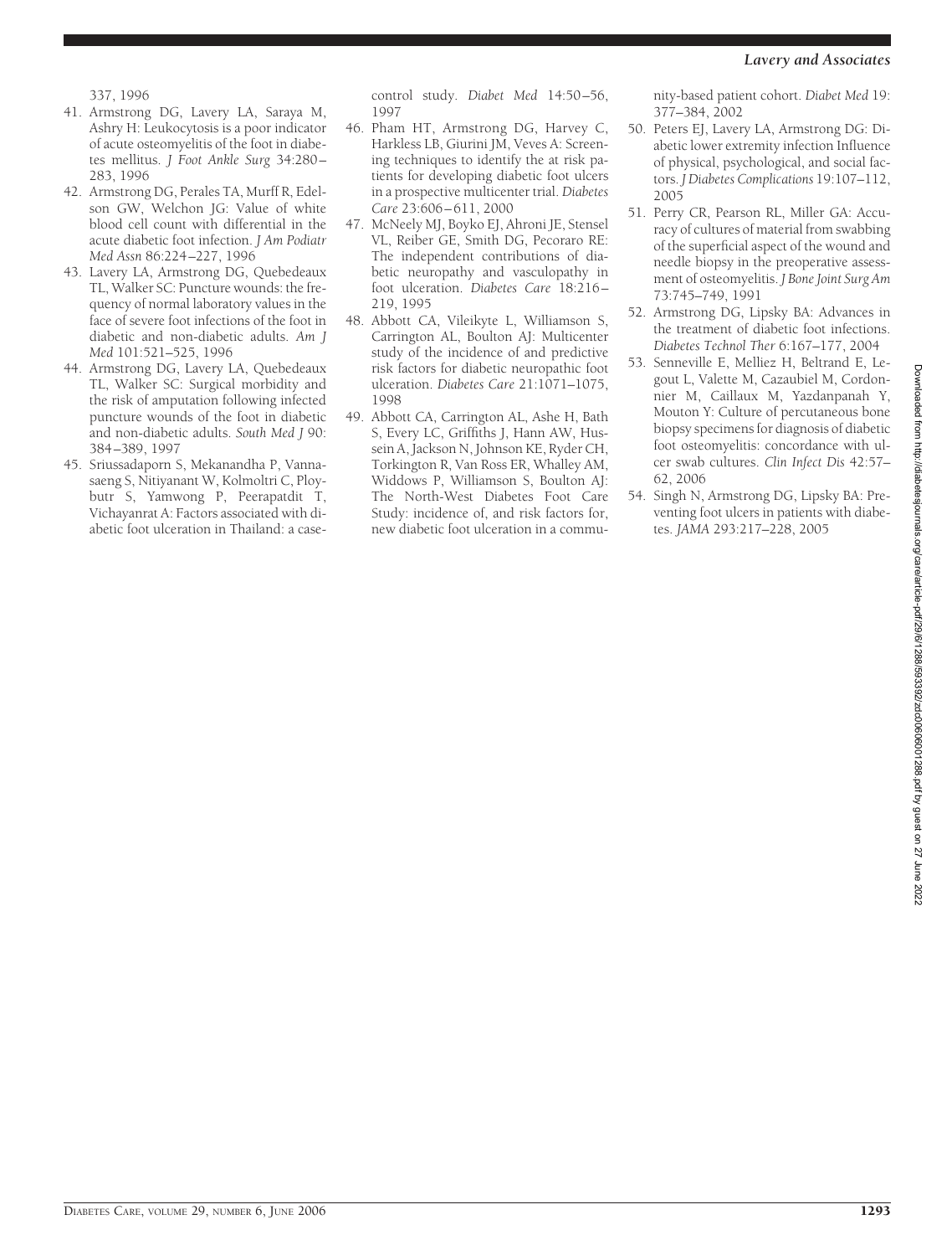337, 1996

41. Armstrong DG, Lavery LA, Saraya M, Ashry H: Leukocytosis is a poor indicator of acute osteomyelitis of the foot in diabetes mellitus. *J Foot Ankle Surg* 34:280–283, 1996
42. Armstrong DG, Perales TA, Murff R, Edelson GW, Welchon JG: Value of white blood cell count with differential in the acute diabetic foot infection. *J Am Podiatr Med Assn* 86:224–227, 1996
43. Lavery LA, Armstrong DG, Quebedeaux TL, Walker SC: Puncture wounds: the frequency of normal laboratory values in the face of severe foot infections of the foot in diabetic and non-diabetic adults. *Am J Med* 101:521–525, 1996
44. Armstrong DG, Lavery LA, Quebedeaux TL, Walker SC: Surgical morbidity and the risk of amputation following infected puncture wounds of the foot in diabetic and non-diabetic adults. *South Med J* 90:384–389, 1997
45. Sriussadaporn S, Mekanandha P, Vannasaeng S, Nitiyanant W, Kolmoltri C, Ploybutr S, Yamwong P, Peerapatdit T, Vichayanrat A: Factors associated with diabetic foot ulceration in Thailand: a case-control study. *Diabet Med* 14:50–56, 1997
46. Pham HT, Armstrong DG, Harvey C, Harkless LB, Giurini JM, Veves A: Screening techniques to identify the at risk patients for developing diabetic foot ulcers in a prospective multicenter trial. *Diabetes Care* 23:606–611, 2000
47. McNeely MJ, Boyko EJ, Ahroni JE, Stensel VL, Reiber GE, Smith DG, Pecoraro RE: The independent contributions of diabetic neuropathy and vasculopathy in foot ulceration. *Diabetes Care* 18:216–219, 1995
48. Abbott CA, Vileikyte L, Williamson S, Carrington AL, Boulton AJ: Multicenter study of the incidence of and predictive risk factors for diabetic neuropathic foot ulceration. *Diabetes Care* 21:1071–1075, 1998
49. Abbott CA, Carrington AL, Ashe H, Bath S, Every LC, Griffiths J, Hann AW, Hussein A, Jackson N, Johnson KE, Ryder CH, Torkington R, Van Ross ER, Whalley AM, Widdows P, Williamson S, Boulton AJ: The North-West Diabetes Foot Care Study: incidence of, and risk factors for, new diabetic foot ulceration in a community-based patient cohort. *Diabet Med* 19:377–384, 2002
50. Peters EJ, Lavery LA, Armstrong DG: Diabetic lower extremity infection Influence of physical, psychological, and social factors. *J Diabetes Complications* 19:107–112, 2005
51. Perry CR, Pearson RL, Miller GA: Accuracy of cultures of material from swabbing of the superficial aspect of the wound and needle biopsy in the preoperative assessment of osteomyelitis. *J Bone Joint Surg Am* 73:745–749, 1991
52. Armstrong DG, Lipsky BA: Advances in the treatment of diabetic foot infections. *Diabetes Technol Ther* 6:167–177, 2004
53. Senneville E, Melliez H, Beltrand E, Legout L, Valette M, Cazaubiel M, Cordonnier M, Caillaux M, Yazdanpanah Y, Mouton Y: Culture of percutaneous bone biopsy specimens for diagnosis of diabetic foot osteomyelitis: concordance with ulcer swab cultures. *Clin Infect Dis* 42:57–62, 2006
54. Singh N, Armstrong DG, Lipsky BA: Preventing foot ulcers in patients with diabetes. *JAMA* 293:217–228, 2005